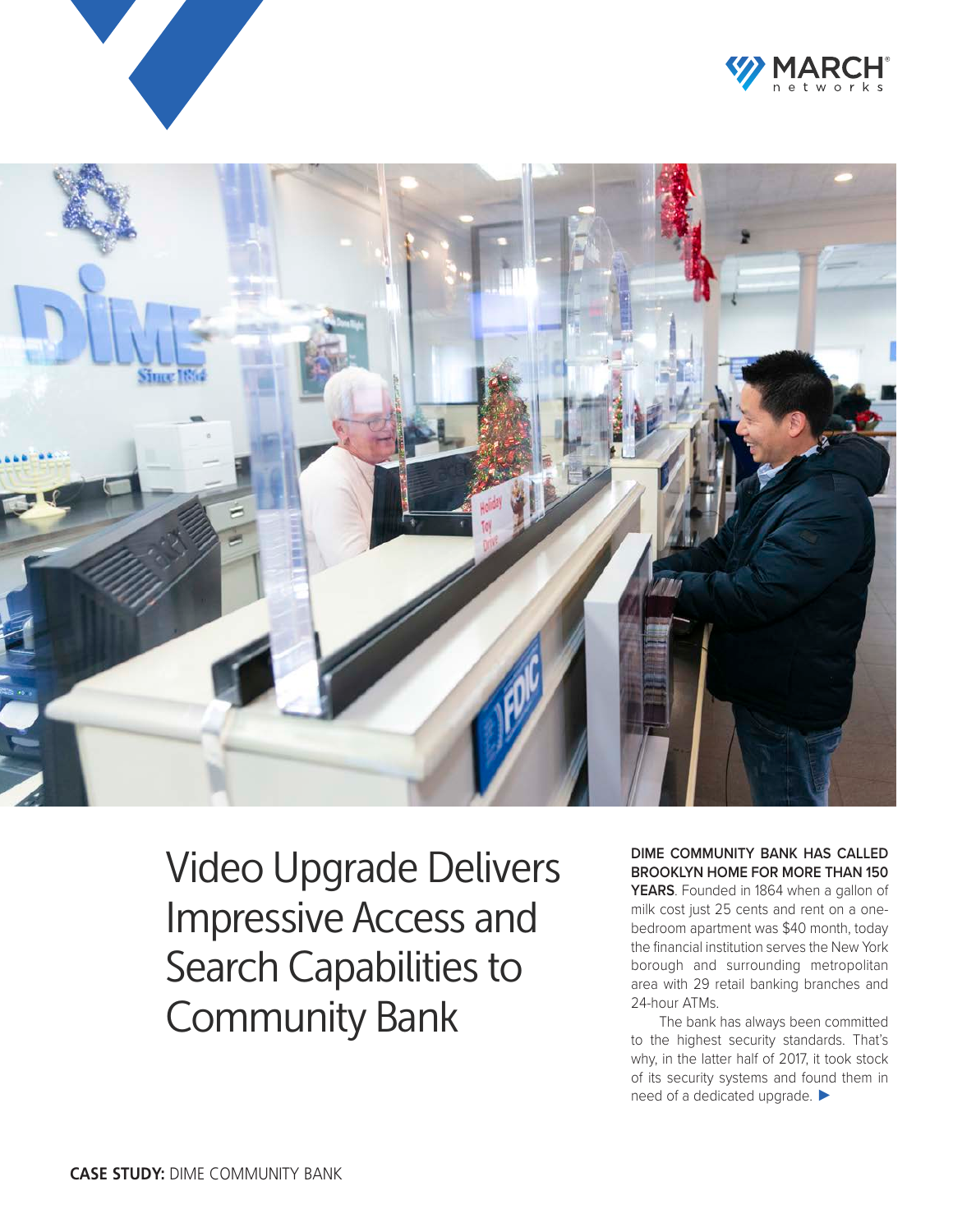# Video Upgrade Delivers Impressive Access and Search Capabilities to Community Bank

**DIME COMMUNITY BANK HAS CALLED BROOKLYN HOME FOR MORE THAN 150 YEARS**. Founded in 1864 when a gallon of milk cost just 25 cents and rent on a one-bedroom apartment was $40 month, today the financial institution serves the New York borough and surrounding metropolitan area with 29 retail banking branches and 24-hour ATMs.

The bank has always been committed to the highest security standards. That's why, in the latter half of 2017, it took stock of its security systems and found them in need of a dedicated upgrade. ▶

**CASE STUDY:** DIME COMMUNITY BANK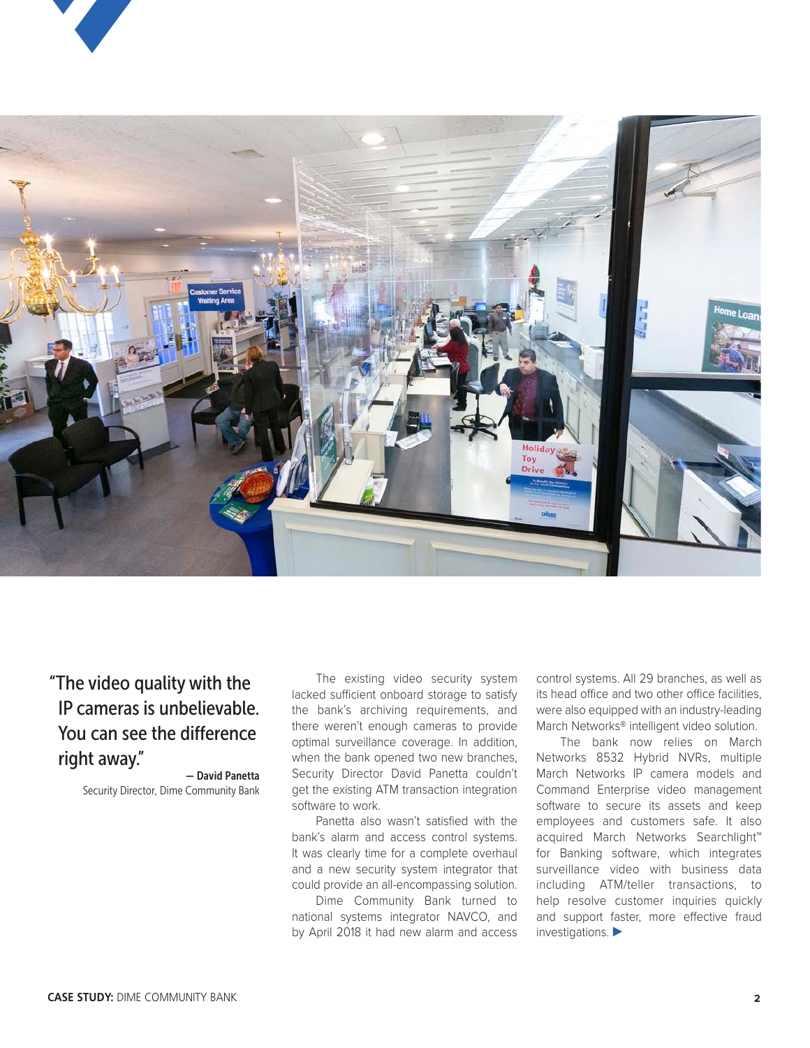> "The video quality with the IP cameras is unbelievable. You can see the difference right away."
>
> **— David Panetta**
> Security Director, Dime Community Bank

The existing video security system lacked sufficient onboard storage to satisfy the bank's archiving requirements, and there weren't enough cameras to provide optimal surveillance coverage. In addition, when the bank opened two new branches, Security Director David Panetta couldn't get the existing ATM transaction integration software to work.

Panetta also wasn't satisfied with the bank's alarm and access control systems. It was clearly time for a complete overhaul and a new security system integrator that could provide an all-encompassing solution.

Dime Community Bank turned to national systems integrator NAVCO, and by April 2018 it had new alarm and access control systems. All 29 branches, as well as its head office and two other office facilities, were also equipped with an industry-leading March Networks® intelligent video solution.

The bank now relies on March Networks 8532 Hybrid NVRs, multiple March Networks IP camera models and Command Enterprise video management software to secure its assets and keep employees and customers safe. It also acquired March Networks Searchlight™ for Banking software, which integrates surveillance video with business data including ATM/teller transactions, to help resolve customer inquiries quickly and support faster, more effective fraud investigations. ▶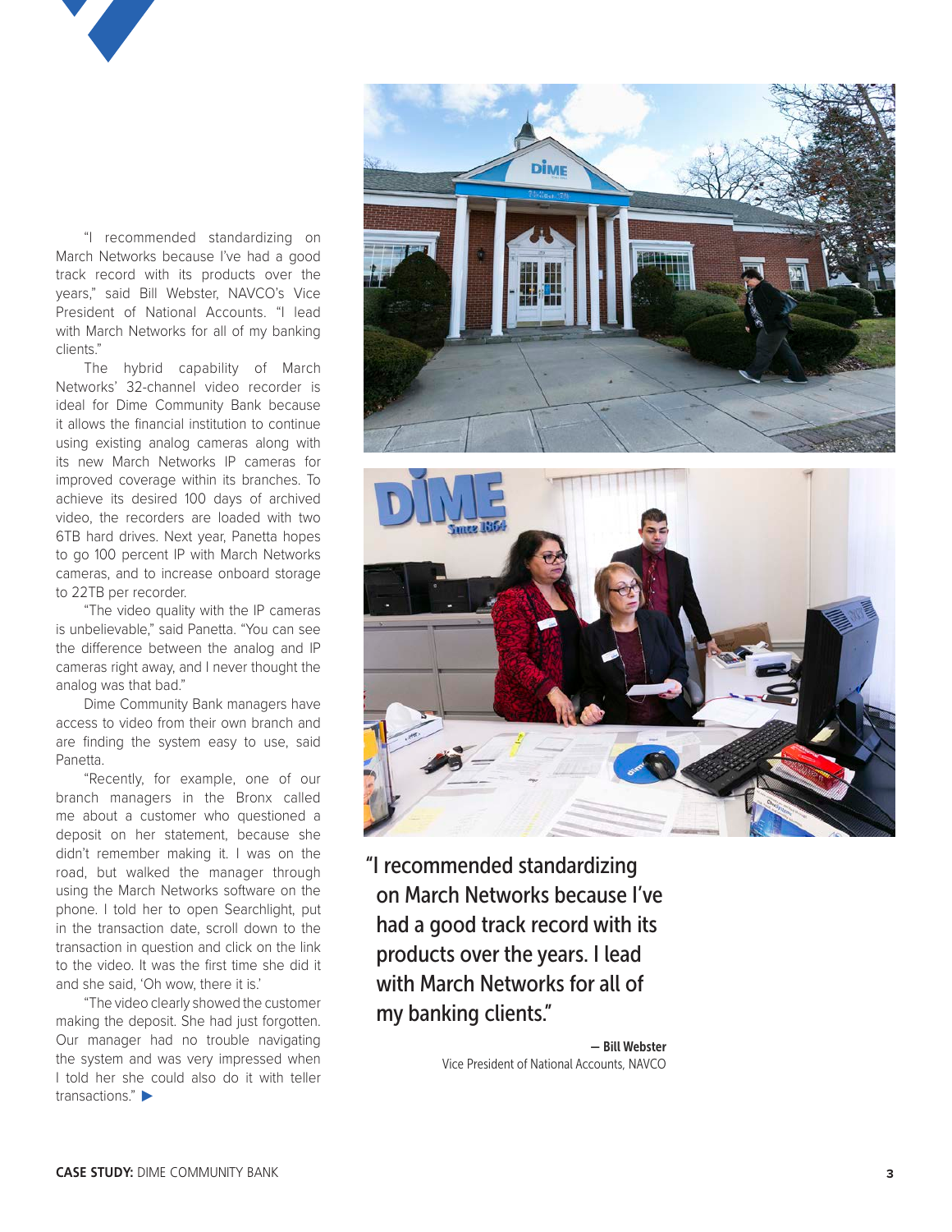"I recommended standardizing on March Networks because I've had a good track record with its products over the years," said Bill Webster, NAVCO's Vice President of National Accounts. "I lead with March Networks for all of my banking clients."

The hybrid capability of March Networks' 32-channel video recorder is ideal for Dime Community Bank because it allows the financial institution to continue using existing analog cameras along with its new March Networks IP cameras for improved coverage within its branches. To achieve its desired 100 days of archived video, the recorders are loaded with two 6TB hard drives. Next year, Panetta hopes to go 100 percent IP with March Networks cameras, and to increase onboard storage to 22TB per recorder.

"The video quality with the IP cameras is unbelievable," said Panetta. "You can see the difference between the analog and IP cameras right away, and I never thought the analog was that bad."

Dime Community Bank managers have access to video from their own branch and are finding the system easy to use, said Panetta.

"Recently, for example, one of our branch managers in the Bronx called me about a customer who questioned a deposit on her statement, because she didn't remember making it. I was on the road, but walked the manager through using the March Networks software on the phone. I told her to open Searchlight, put in the transaction date, scroll down to the transaction in question and click on the link to the video. It was the first time she did it and she said, 'Oh wow, there it is.'

"The video clearly showed the customer making the deposit. She had just forgotten. Our manager had no trouble navigating the system and was very impressed when I told her she could also do it with teller transactions." ▶

> "I recommended standardizing on March Networks because I've had a good track record with its products over the years. I lead with March Networks for all of my banking clients."
>
> — **Bill Webster**
> Vice President of National Accounts, NAVCO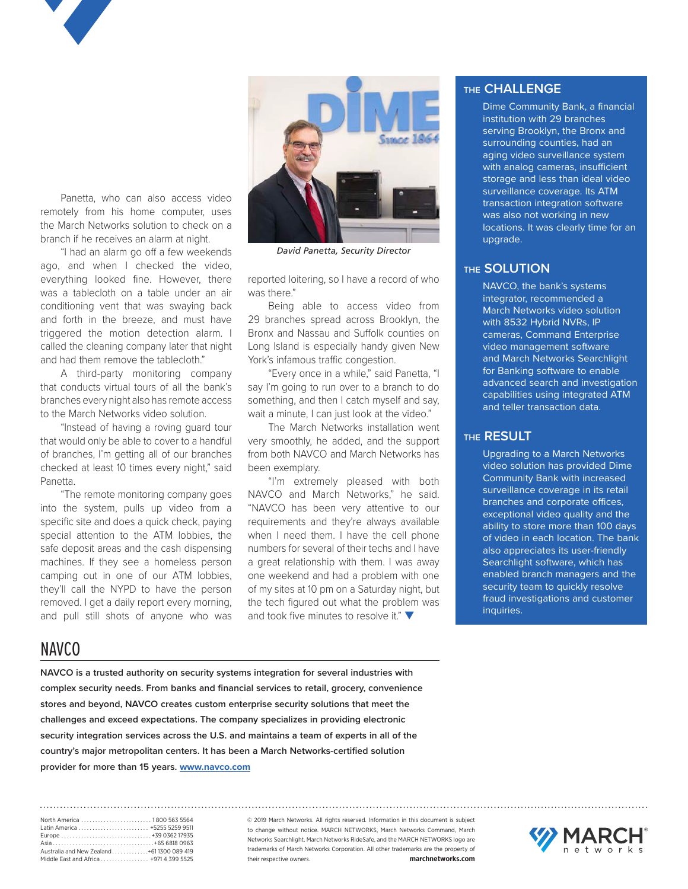Panetta, who can also access video remotely from his home computer, uses the March Networks solution to check on a branch if he receives an alarm at night.

"I had an alarm go off a few weekends ago, and when I checked the video, everything looked fine. However, there was a tablecloth on a table under an air conditioning vent that was swaying back and forth in the breeze, and must have triggered the motion detection alarm. I called the cleaning company later that night and had them remove the tablecloth."

A third-party monitoring company that conducts virtual tours of all the bank's branches every night also has remote access to the March Networks video solution.

"Instead of having a roving guard tour that would only be able to cover to a handful of branches, I'm getting all of our branches checked at least 10 times every night," said Panetta.

"The remote monitoring company goes into the system, pulls up video from a specific site and does a quick check, paying special attention to the ATM lobbies, the safe deposit areas and the cash dispensing machines. If they see a homeless person camping out in one of our ATM lobbies, they'll call the NYPD to have the person removed. I get a daily report every morning, and pull still shots of anyone who was reported loitering, so I have a record of who was there."

*David Panetta, Security Director*

Being able to access video from 29 branches spread across Brooklyn, the Bronx and Nassau and Suffolk counties on Long Island is especially handy given New York's infamous traffic congestion.

"Every once in a while," said Panetta, "I say I'm going to run over to a branch to do something, and then I catch myself and say, wait a minute, I can just look at the video."

The March Networks installation went very smoothly, he added, and the support from both NAVCO and March Networks has been exemplary.

"I'm extremely pleased with both NAVCO and March Networks," he said. "NAVCO has been very attentive to our requirements and they're always available when I need them. I have the cell phone numbers for several of their techs and I have a great relationship with them. I was away one weekend and had a problem with one of my sites at 10 pm on a Saturday night, but the tech figured out what the problem was and took five minutes to resolve it." ▼

## THE CHALLENGE

Dime Community Bank, a financial institution with 29 branches serving Brooklyn, the Bronx and surrounding counties, had an aging video surveillance system with analog cameras, insufficient storage and less than ideal video surveillance coverage. Its ATM transaction integration software was also not working in new locations. It was clearly time for an upgrade.

## THE SOLUTION

NAVCO, the bank's systems integrator, recommended a March Networks video solution with 8532 Hybrid NVRs, IP cameras, Command Enterprise video management software and March Networks Searchlight for Banking software to enable advanced search and investigation capabilities using integrated ATM and teller transaction data.

## THE RESULT

Upgrading to a March Networks video solution has provided Dime Community Bank with increased surveillance coverage in its retail branches and corporate offices, exceptional video quality and the ability to store more than 100 days of video in each location. The bank also appreciates its user-friendly Searchlight software, which has enabled branch managers and the security team to quickly resolve fraud investigations and customer inquiries.

## NAVCO

**NAVCO is a trusted authority on security systems integration for several industries with complex security needs. From banks and financial services to retail, grocery, convenience stores and beyond, NAVCO creates custom enterprise security solutions that meet the challenges and exceed expectations. The company specializes in providing electronic security integration services across the U.S. and maintains a team of experts in all of the country's major metropolitan centers. It has been a March Networks-certified solution provider for more than 15 years. www.navco.com**

| | |
|---|---|
| North America | 1 800 563 5564 |
| Latin America | +5255 5259 9511 |
| Europe | +39 0362 17935 |
| Asia | +65 6818 0963 |
| Australia and New Zealand | +61 1300 089 419 |
| Middle East and Africa | +971 4 399 5525 |

© 2019 March Networks. All rights reserved. Information in this document is subject to change without notice. MARCH NETWORKS, March Networks Command, March Networks Searchlight, March Networks RideSafe, and the MARCH NETWORKS logo are trademarks of March Networks Corporation. All other trademarks are the property of their respective owners. **marchnetworks.com**

MARCH networks